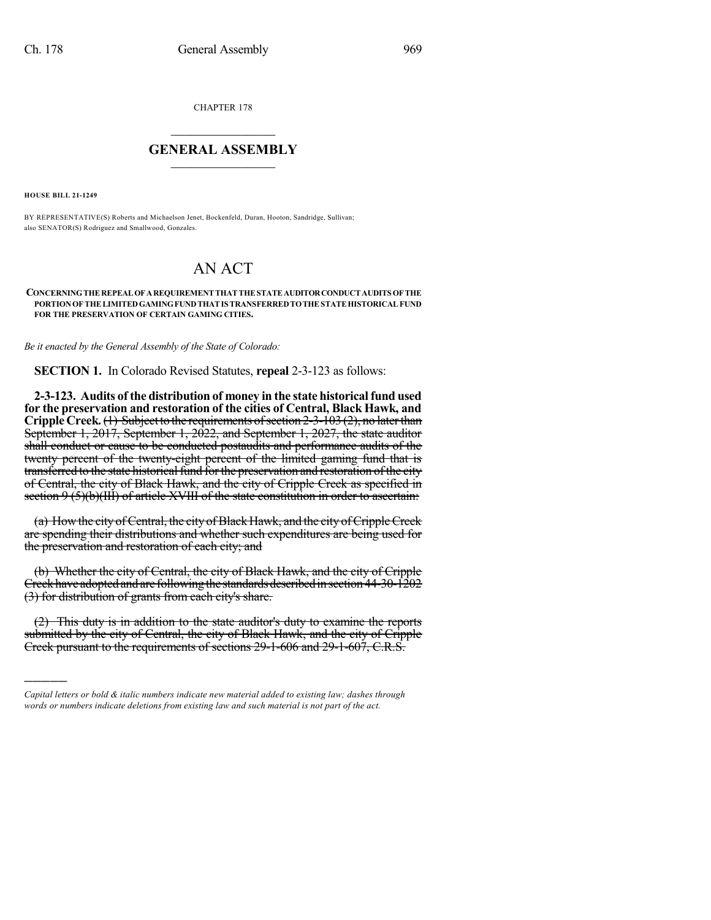CHAPTER 178

# GENERAL ASSEMBLY

**HOUSE BILL 21-1249**

BY REPRESENTATIVE(S) Roberts and Michaelson Jenet, Bockenfeld, Duran, Hooton, Sandridge, Sullivan; also SENATOR(S) Rodriguez and Smallwood, Gonzales.

# AN ACT

**CONCERNING THE REPEAL OF A REQUIREMENT THAT THE STATE AUDITOR CONDUCT AUDITS OF THE PORTION OF THE LIMITED GAMING FUND THAT IS TRANSFERRED TO THE STATE HISTORICAL FUND FOR THE PRESERVATION OF CERTAIN GAMING CITIES.**

*Be it enacted by the General Assembly of the State of Colorado:*

**SECTION 1.** In Colorado Revised Statutes, **repeal** 2-3-123 as follows:

**2-3-123. Audits of the distribution of money in the state historical fund used for the preservation and restoration of the cities of Central, Black Hawk, and Cripple Creek.** ~~(1) Subject to the requirements of section 2-3-103 (2), no later than September 1, 2017, September 1, 2022, and September 1, 2027, the state auditor shall conduct or cause to be conducted postaudits and performance audits of the twenty percent of the twenty-eight percent of the limited gaming fund that is transferred to the state historical fund for the preservation and restoration of the city of Central, the city of Black Hawk, and the city of Cripple Creek as specified in section 9 (5)(b)(III) of article XVIII of the state constitution in order to ascertain:~~

~~(a) How the city of Central, the city of Black Hawk, and the city of Cripple Creek are spending their distributions and whether such expenditures are being used for the preservation and restoration of each city; and~~

~~(b) Whether the city of Central, the city of Black Hawk, and the city of Cripple Creek have adopted and are following the standards described in section 44-30-1202 (3) for distribution of grants from each city's share.~~

~~(2) This duty is in addition to the state auditor's duty to examine the reports submitted by the city of Central, the city of Black Hawk, and the city of Cripple Creek pursuant to the requirements of sections 29-1-606 and 29-1-607, C.R.S.~~

---

*Capital letters or bold & italic numbers indicate new material added to existing law; dashes through words or numbers indicate deletions from existing law and such material is not part of the act.*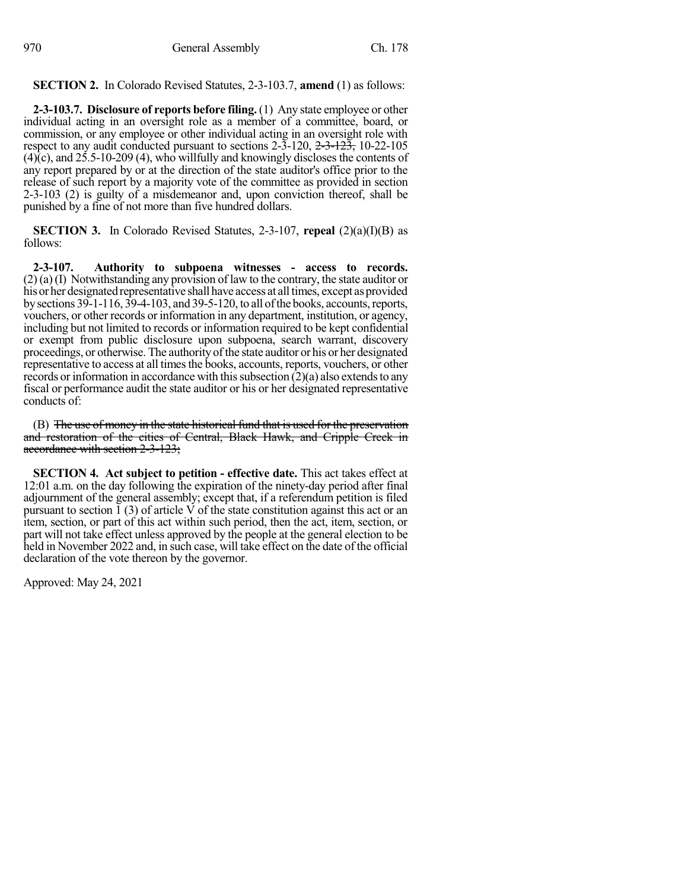**SECTION 2.** In Colorado Revised Statutes, 2-3-103.7, **amend** (1) as follows:

**2-3-103.7. Disclosure of reports before filing.** (1) Any state employee or other individual acting in an oversight role as a member of a committee, board, or commission, or any employee or other individual acting in an oversight role with respect to any audit conducted pursuant to sections 2-3-120, ~~2-3-123,~~ 10-22-105 (4)(c), and 25.5-10-209 (4), who willfully and knowingly discloses the contents of any report prepared by or at the direction of the state auditor's office prior to the release of such report by a majority vote of the committee as provided in section 2-3-103 (2) is guilty of a misdemeanor and, upon conviction thereof, shall be punished by a fine of not more than five hundred dollars.

**SECTION 3.** In Colorado Revised Statutes, 2-3-107, **repeal** (2)(a)(I)(B) as follows:

**2-3-107. Authority to subpoena witnesses - access to records.** (2) (a) (I) Notwithstanding any provision of law to the contrary, the state auditor or his or her designated representative shall have access at all times, except as provided by sections 39-1-116, 39-4-103, and 39-5-120, to all of the books, accounts, reports, vouchers, or other records or information in any department, institution, or agency, including but not limited to records or information required to be kept confidential or exempt from public disclosure upon subpoena, search warrant, discovery proceedings, or otherwise. The authority of the state auditor or his or her designated representative to access at all times the books, accounts, reports, vouchers, or other records or information in accordance with this subsection (2)(a) also extends to any fiscal or performance audit the state auditor or his or her designated representative conducts of:

(B) ~~The use of money in the state historical fund that is used for the preservation and restoration of the cities of Central, Black Hawk, and Cripple Creek in accordance with section 2-3-123;~~

**SECTION 4. Act subject to petition - effective date.** This act takes effect at 12:01 a.m. on the day following the expiration of the ninety-day period after final adjournment of the general assembly; except that, if a referendum petition is filed pursuant to section 1 (3) of article V of the state constitution against this act or an item, section, or part of this act within such period, then the act, item, section, or part will not take effect unless approved by the people at the general election to be held in November 2022 and, in such case, will take effect on the date of the official declaration of the vote thereon by the governor.

Approved: May 24, 2021